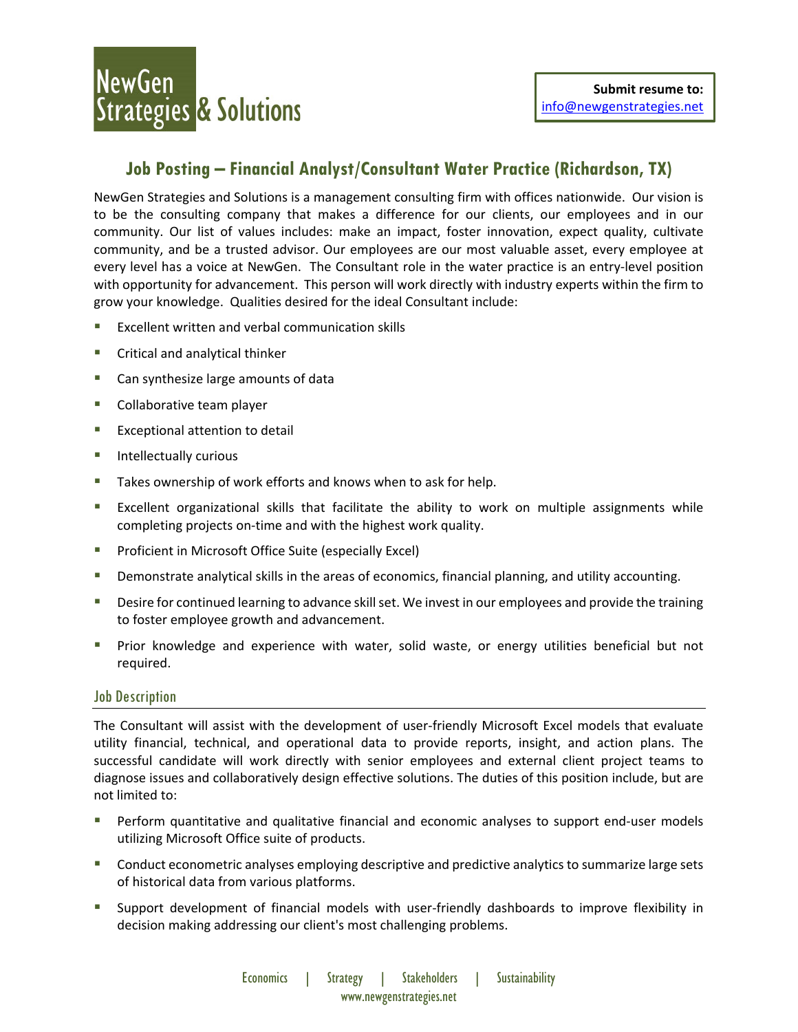NewGen Strategies & Solutions

**Submit resume to:**
info@newgenstrategies.net

# Job Posting – Financial Analyst/Consultant Water Practice (Richardson, TX)

NewGen Strategies and Solutions is a management consulting firm with offices nationwide. Our vision is to be the consulting company that makes a difference for our clients, our employees and in our community. Our list of values includes: make an impact, foster innovation, expect quality, cultivate community, and be a trusted advisor. Our employees are our most valuable asset, every employee at every level has a voice at NewGen. The Consultant role in the water practice is an entry-level position with opportunity for advancement. This person will work directly with industry experts within the firm to grow your knowledge. Qualities desired for the ideal Consultant include:

- Excellent written and verbal communication skills
- Critical and analytical thinker
- Can synthesize large amounts of data
- Collaborative team player
- Exceptional attention to detail
- Intellectually curious
- Takes ownership of work efforts and knows when to ask for help.
- Excellent organizational skills that facilitate the ability to work on multiple assignments while completing projects on-time and with the highest work quality.
- Proficient in Microsoft Office Suite (especially Excel)
- Demonstrate analytical skills in the areas of economics, financial planning, and utility accounting.
- Desire for continued learning to advance skill set. We invest in our employees and provide the training to foster employee growth and advancement.
- Prior knowledge and experience with water, solid waste, or energy utilities beneficial but not required.

## Job Description

The Consultant will assist with the development of user-friendly Microsoft Excel models that evaluate utility financial, technical, and operational data to provide reports, insight, and action plans. The successful candidate will work directly with senior employees and external client project teams to diagnose issues and collaboratively design effective solutions. The duties of this position include, but are not limited to:

- Perform quantitative and qualitative financial and economic analyses to support end-user models utilizing Microsoft Office suite of products.
- Conduct econometric analyses employing descriptive and predictive analytics to summarize large sets of historical data from various platforms.
- Support development of financial models with user-friendly dashboards to improve flexibility in decision making addressing our client's most challenging problems.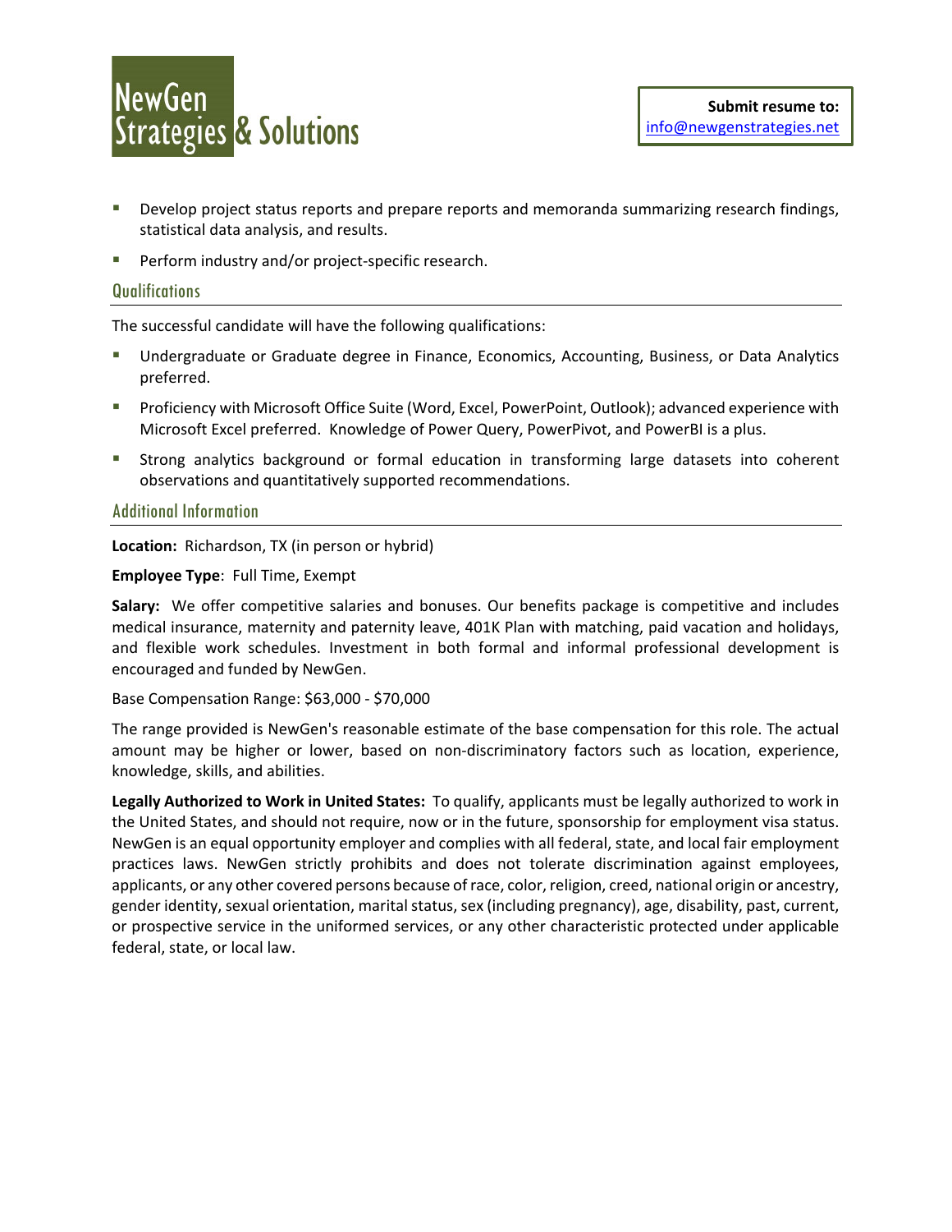NewGen Strategies & Solutions

**Submit resume to:** info@newgenstrategies.net

- Develop project status reports and prepare reports and memoranda summarizing research findings, statistical data analysis, and results.
- Perform industry and/or project-specific research.

## Qualifications

The successful candidate will have the following qualifications:

- Undergraduate or Graduate degree in Finance, Economics, Accounting, Business, or Data Analytics preferred.
- Proficiency with Microsoft Office Suite (Word, Excel, PowerPoint, Outlook); advanced experience with Microsoft Excel preferred. Knowledge of Power Query, PowerPivot, and PowerBI is a plus.
- Strong analytics background or formal education in transforming large datasets into coherent observations and quantitatively supported recommendations.

## Additional Information

**Location:** Richardson, TX (in person or hybrid)

**Employee Type**: Full Time, Exempt

**Salary:** We offer competitive salaries and bonuses. Our benefits package is competitive and includes medical insurance, maternity and paternity leave, 401K Plan with matching, paid vacation and holidays, and flexible work schedules. Investment in both formal and informal professional development is encouraged and funded by NewGen.

Base Compensation Range: $63,000 - $70,000

The range provided is NewGen's reasonable estimate of the base compensation for this role. The actual amount may be higher or lower, based on non-discriminatory factors such as location, experience, knowledge, skills, and abilities.

**Legally Authorized to Work in United States:** To qualify, applicants must be legally authorized to work in the United States, and should not require, now or in the future, sponsorship for employment visa status. NewGen is an equal opportunity employer and complies with all federal, state, and local fair employment practices laws. NewGen strictly prohibits and does not tolerate discrimination against employees, applicants, or any other covered persons because of race, color, religion, creed, national origin or ancestry, gender identity, sexual orientation, marital status, sex (including pregnancy), age, disability, past, current, or prospective service in the uniformed services, or any other characteristic protected under applicable federal, state, or local law.